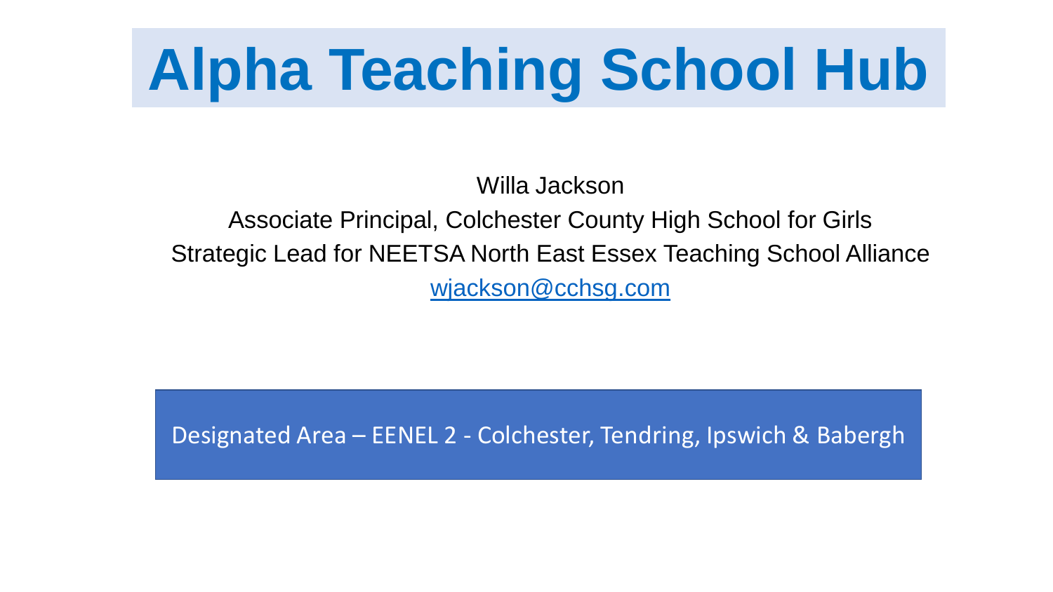# Alpha Teaching School Hub

Willa Jackson

Associate Principal, Colchester County High School for Girls

Strategic Lead for NEETSA North East Essex Teaching School Alliance

wjackson@cchsg.com

Designated Area – EENEL 2 - Colchester, Tendring, Ipswich & Babergh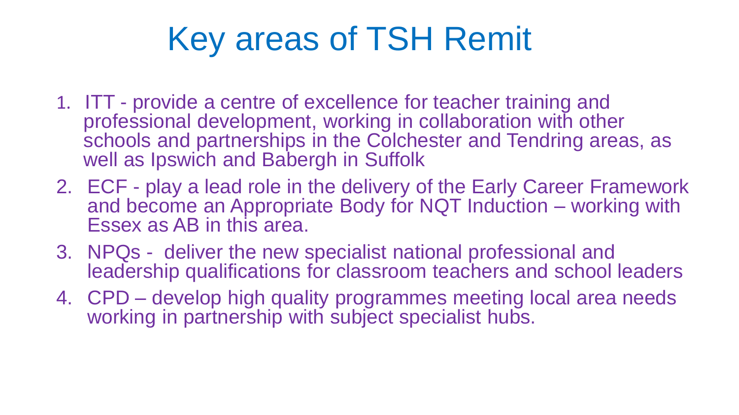# Key areas of TSH Remit

1. ITT - provide a centre of excellence for teacher training and professional development, working in collaboration with other schools and partnerships in the Colchester and Tendring areas, as well as Ipswich and Babergh in Suffolk
2. ECF - play a lead role in the delivery of the Early Career Framework and become an Appropriate Body for NQT Induction – working with Essex as AB in this area.
3. NPQs - deliver the new specialist national professional and leadership qualifications for classroom teachers and school leaders
4. CPD – develop high quality programmes meeting local area needs working in partnership with subject specialist hubs.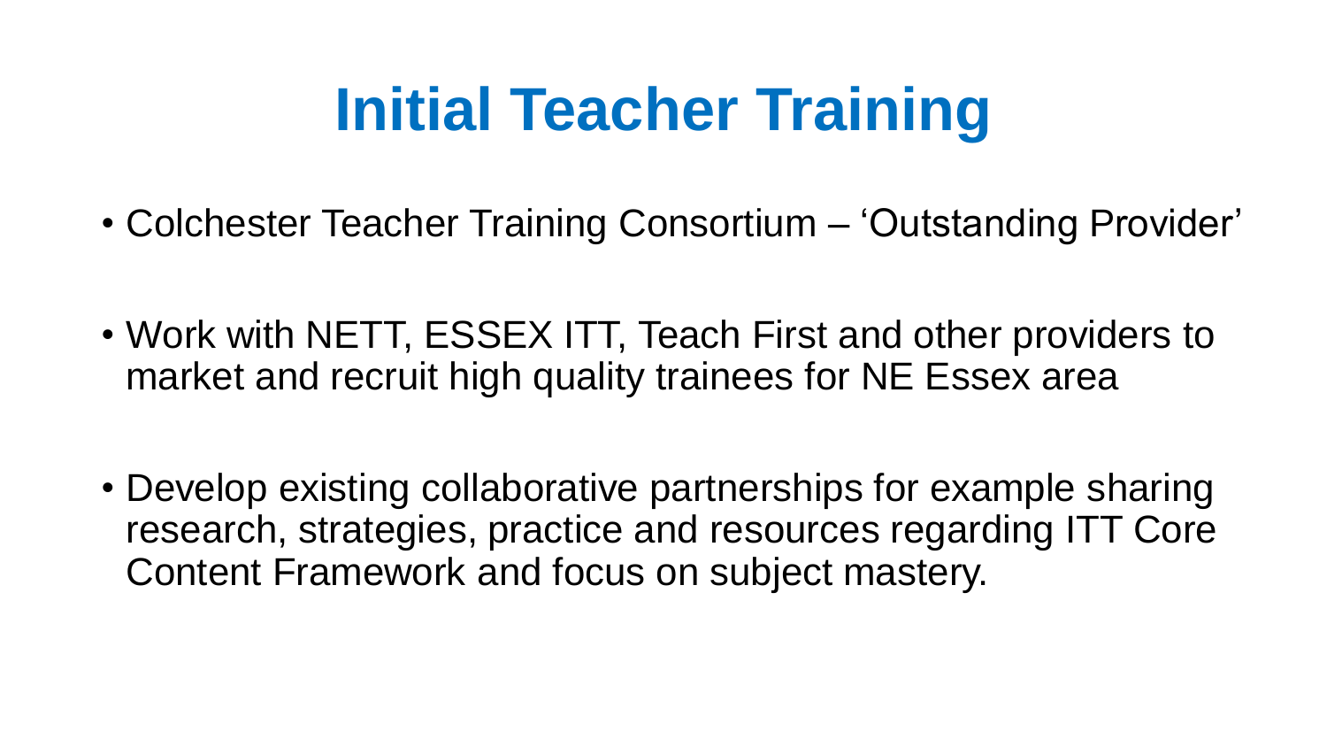# Initial Teacher Training

- Colchester Teacher Training Consortium – 'Outstanding Provider'
- Work with NETT, ESSEX ITT, Teach First and other providers to market and recruit high quality trainees for NE Essex area
- Develop existing collaborative partnerships for example sharing research, strategies, practice and resources regarding ITT Core Content Framework and focus on subject mastery.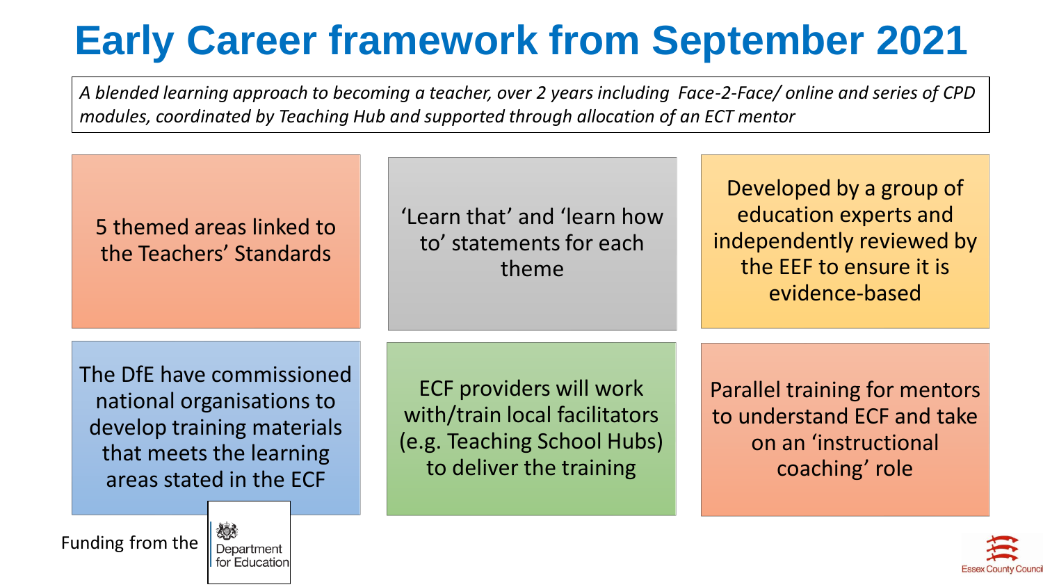# Early Career framework from September 2021

*A blended learning approach to becoming a teacher, over 2 years including Face-2-Face/ online and series of CPD modules, coordinated by Teaching Hub and supported through allocation of an ECT mentor*

- 5 themed areas linked to the Teachers' Standards
- 'Learn that' and 'learn how to' statements for each theme
- Developed by a group of education experts and independently reviewed by the EEF to ensure it is evidence-based
- The DfE have commissioned national organisations to develop training materials that meets the learning areas stated in the ECF
- ECF providers will work with/train local facilitators (e.g. Teaching School Hubs) to deliver the training
- Parallel training for mentors to understand ECF and take on an 'instructional coaching' role

Funding from the Department for Education

Essex County Council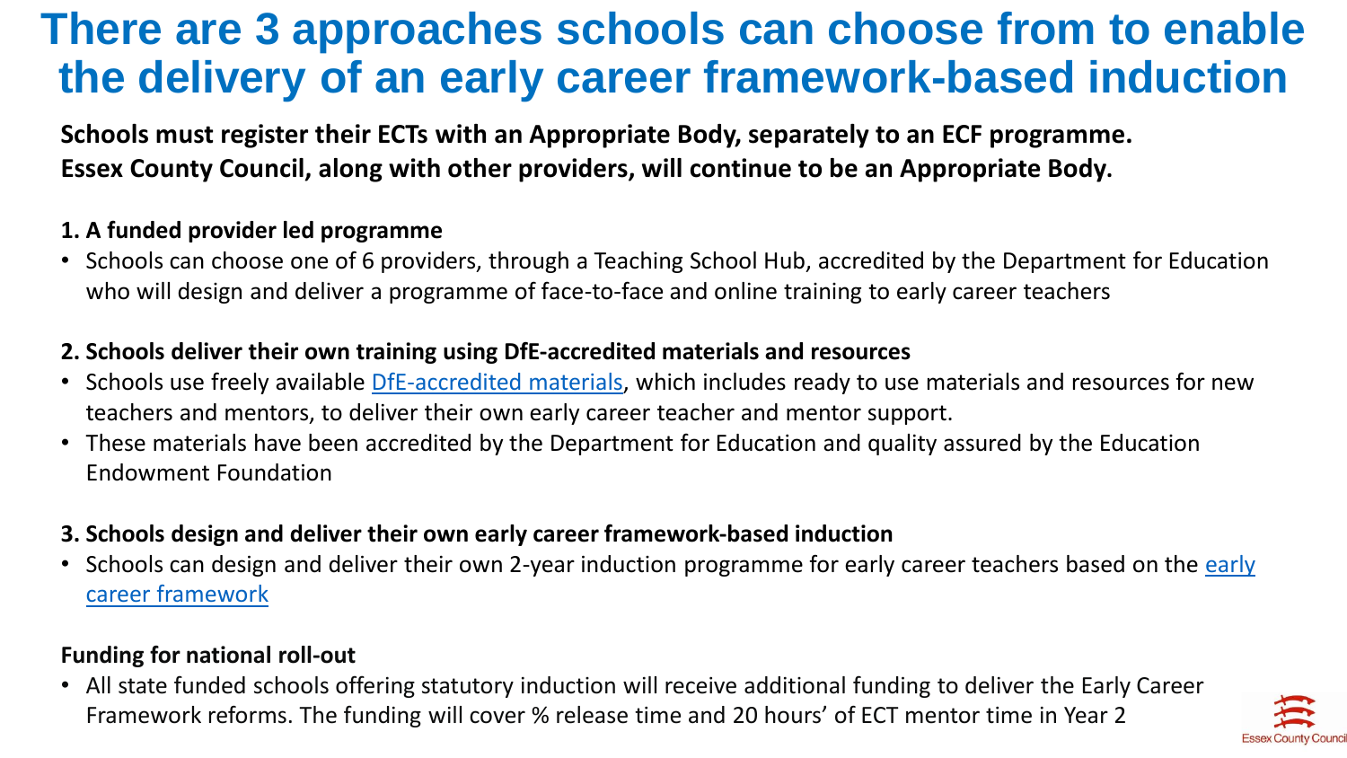# There are 3 approaches schools can choose from to enable the delivery of an early career framework-based induction

**Schools must register their ECTs with an Appropriate Body, separately to an ECF programme. Essex County Council, along with other providers, will continue to be an Appropriate Body.**

**1. A funded provider led programme**

- Schools can choose one of 6 providers, through a Teaching School Hub, accredited by the Department for Education who will design and deliver a programme of face-to-face and online training to early career teachers

**2. Schools deliver their own training using DfE-accredited materials and resources**

- Schools use freely available DfE-accredited materials, which includes ready to use materials and resources for new teachers and mentors, to deliver their own early career teacher and mentor support.
- These materials have been accredited by the Department for Education and quality assured by the Education Endowment Foundation

**3. Schools design and deliver their own early career framework-based induction**

- Schools can design and deliver their own 2-year induction programme for early career teachers based on the early career framework

**Funding for national roll-out**

- All state funded schools offering statutory induction will receive additional funding to deliver the Early Career Framework reforms. The funding will cover % release time and 20 hours' of ECT mentor time in Year 2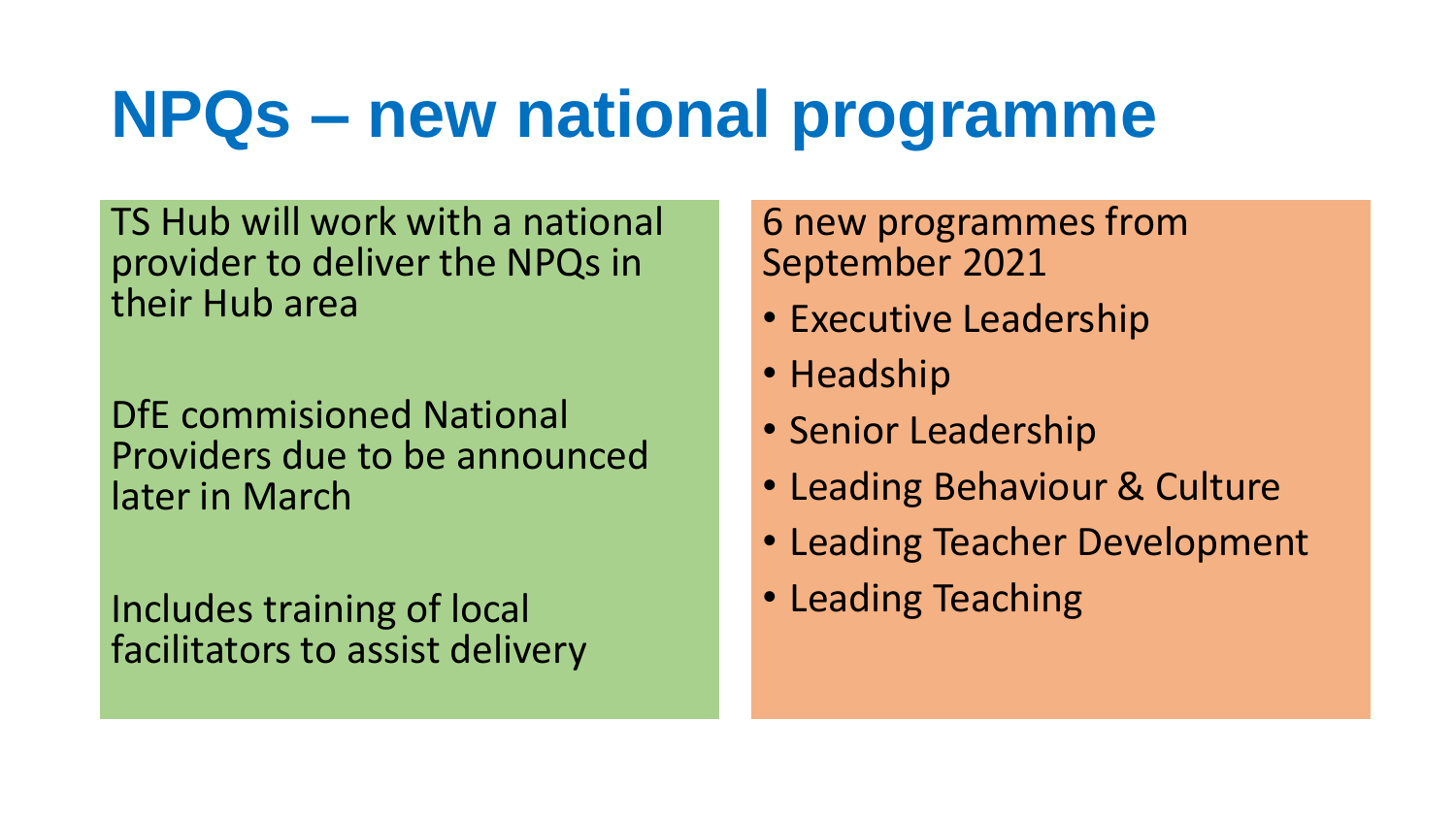# NPQs – new national programme

TS Hub will work with a national provider to deliver the NPQs in their Hub area

DfE commisioned National Providers due to be announced later in March

Includes training of local facilitators to assist delivery

6 new programmes from September 2021

- Executive Leadership
- Headship
- Senior Leadership
- Leading Behaviour & Culture
- Leading Teacher Development
- Leading Teaching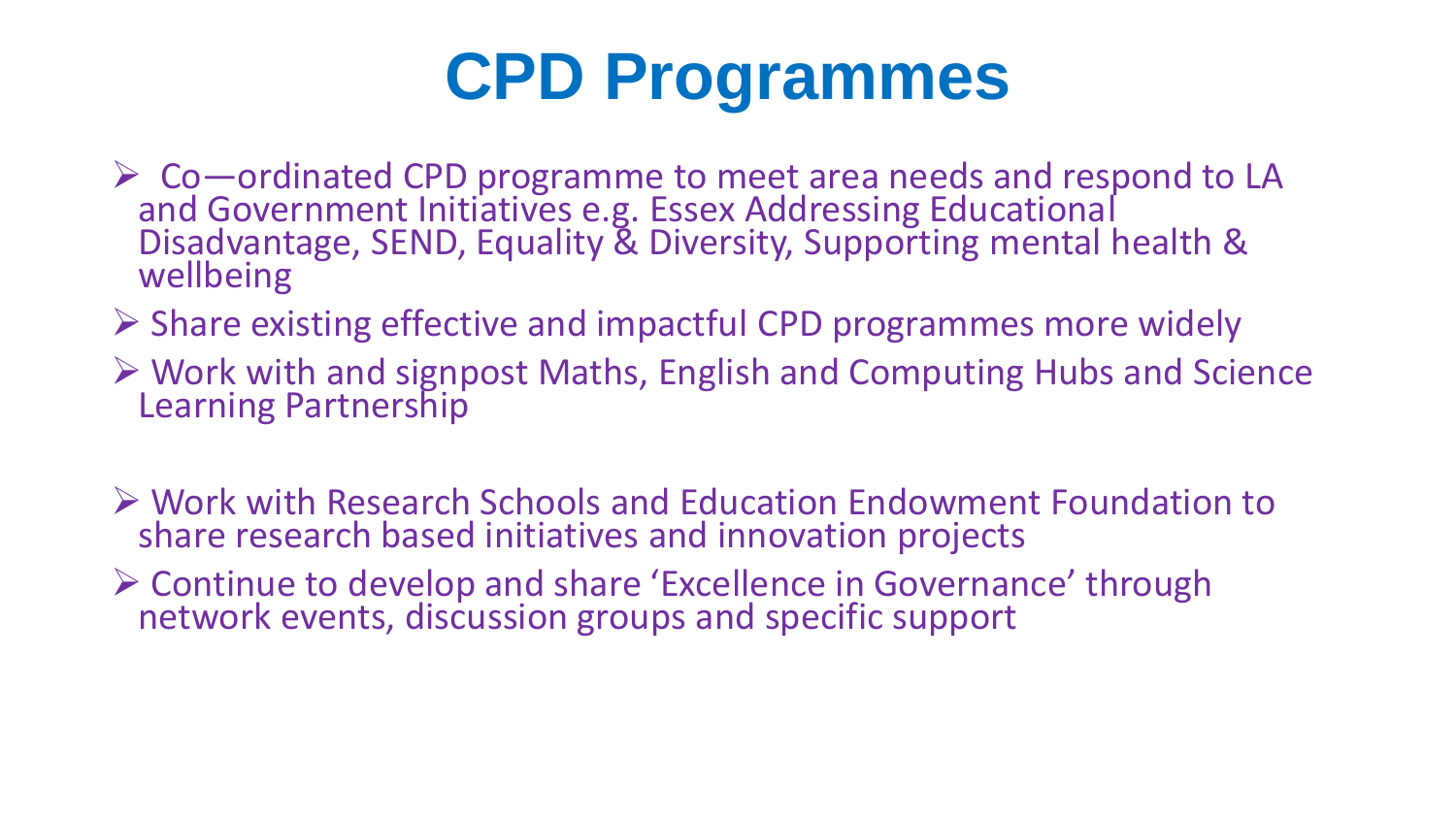# CPD Programmes

- Co—ordinated CPD programme to meet area needs and respond to LA and Government Initiatives e.g. Essex Addressing Educational Disadvantage, SEND, Equality & Diversity, Supporting mental health & wellbeing
- Share existing effective and impactful CPD programmes more widely
- Work with and signpost Maths, English and Computing Hubs and Science Learning Partnership
- Work with Research Schools and Education Endowment Foundation to share research based initiatives and innovation projects
- Continue to develop and share 'Excellence in Governance' through network events, discussion groups and specific support